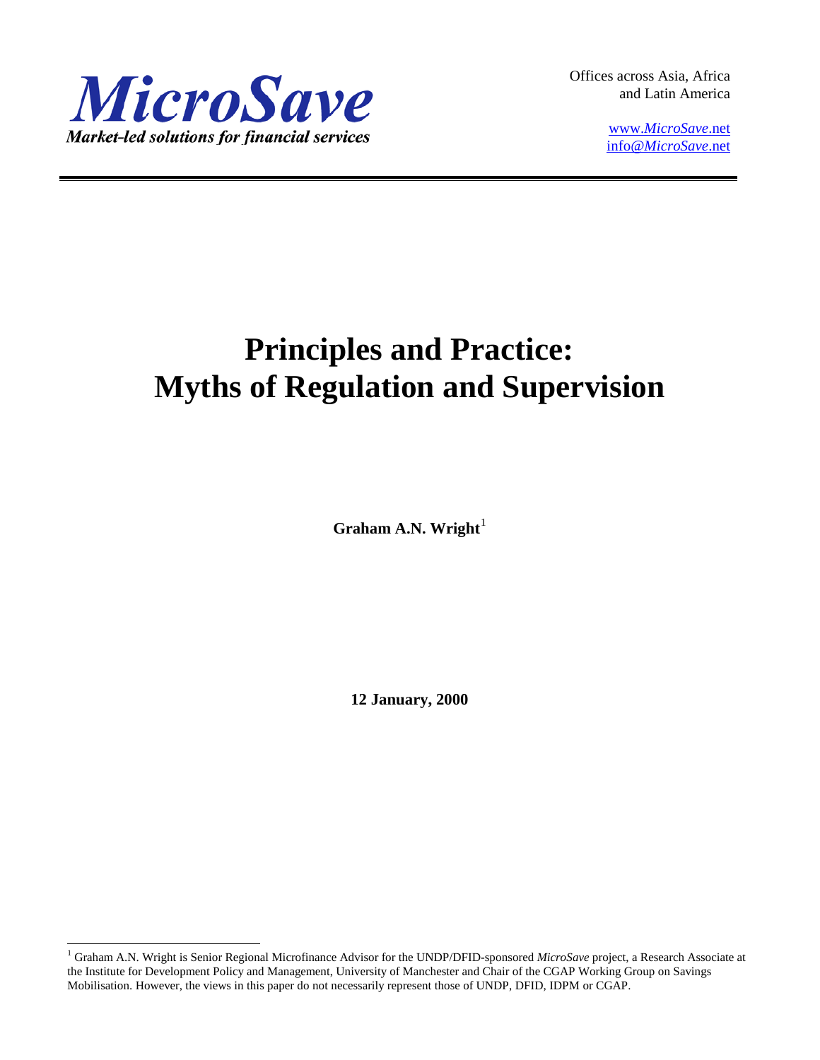*MicroSave*

*Market-led solutions for financial services*

Offices across Asia, Africa and Latin America

www.*MicroSave*.net
info@*MicroSave*.net

# Principles and Practice: Myths of Regulation and Supervision

**Graham A.N. Wright**[1]

**12 January, 2000**

[1] Graham A.N. Wright is Senior Regional Microfinance Advisor for the UNDP/DFID-sponsored *MicroSave* project, a Research Associate at the Institute for Development Policy and Management, University of Manchester and Chair of the CGAP Working Group on Savings Mobilisation. However, the views in this paper do not necessarily represent those of UNDP, DFID, IDPM or CGAP.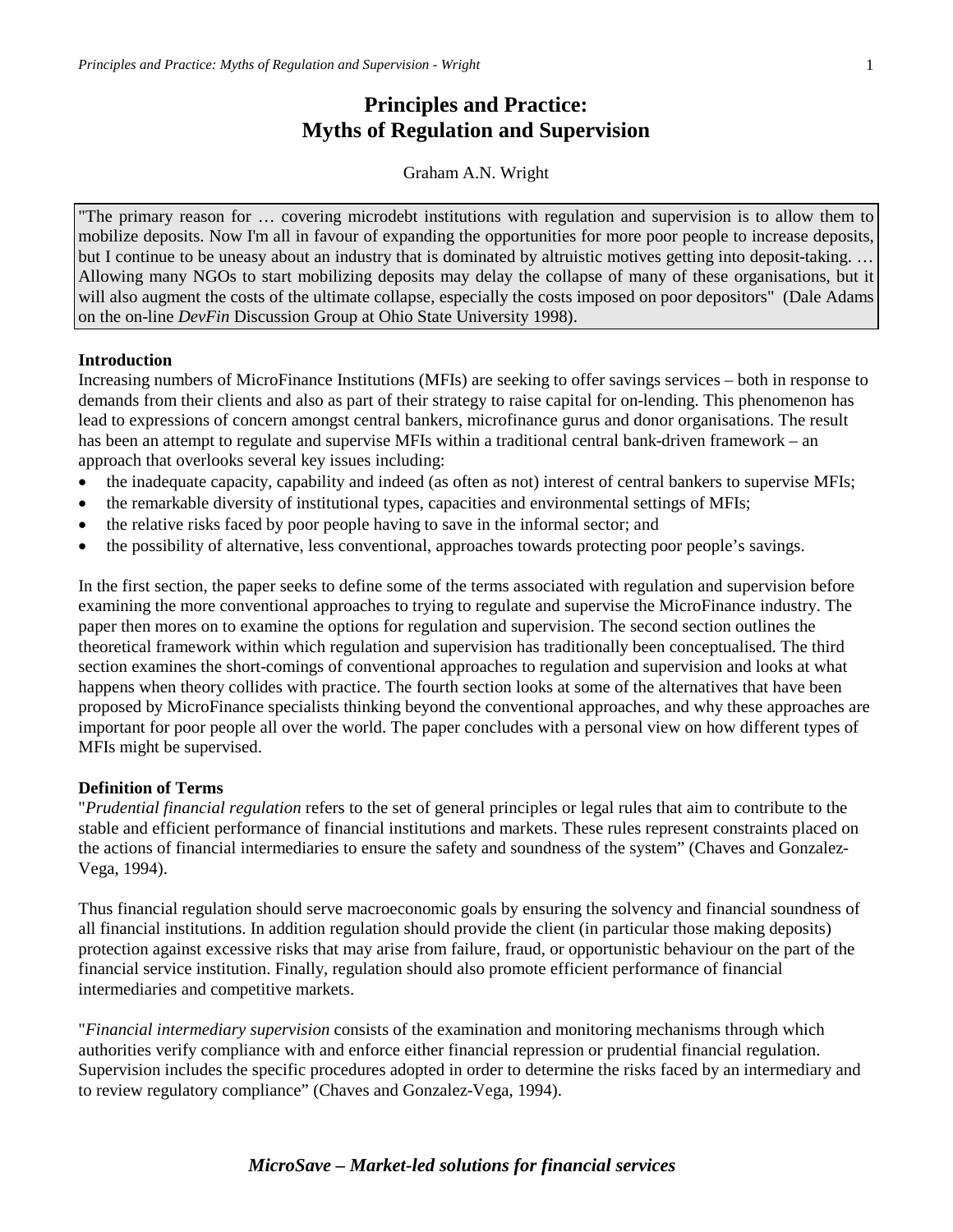# Principles and Practice: Myths of Regulation and Supervision

Graham A.N. Wright

> "The primary reason for … covering microdebt institutions with regulation and supervision is to allow them to mobilize deposits. Now I'm all in favour of expanding the opportunities for more poor people to increase deposits, but I continue to be uneasy about an industry that is dominated by altruistic motives getting into deposit-taking. … Allowing many NGOs to start mobilizing deposits may delay the collapse of many of these organisations, but it will also augment the costs of the ultimate collapse, especially the costs imposed on poor depositors" (Dale Adams on the on-line *DevFin* Discussion Group at Ohio State University 1998).

**Introduction**

Increasing numbers of MicroFinance Institutions (MFIs) are seeking to offer savings services – both in response to demands from their clients and also as part of their strategy to raise capital for on-lending. This phenomenon has lead to expressions of concern amongst central bankers, microfinance gurus and donor organisations. The result has been an attempt to regulate and supervise MFIs within a traditional central bank-driven framework – an approach that overlooks several key issues including:

- the inadequate capacity, capability and indeed (as often as not) interest of central bankers to supervise MFIs;
- the remarkable diversity of institutional types, capacities and environmental settings of MFIs;
- the relative risks faced by poor people having to save in the informal sector; and
- the possibility of alternative, less conventional, approaches towards protecting poor people's savings.

In the first section, the paper seeks to define some of the terms associated with regulation and supervision before examining the more conventional approaches to trying to regulate and supervise the MicroFinance industry. The paper then mores on to examine the options for regulation and supervision. The second section outlines the theoretical framework within which regulation and supervision has traditionally been conceptualised. The third section examines the short-comings of conventional approaches to regulation and supervision and looks at what happens when theory collides with practice. The fourth section looks at some of the alternatives that have been proposed by MicroFinance specialists thinking beyond the conventional approaches, and why these approaches are important for poor people all over the world. The paper concludes with a personal view on how different types of MFIs might be supervised.

**Definition of Terms**

"*Prudential financial regulation* refers to the set of general principles or legal rules that aim to contribute to the stable and efficient performance of financial institutions and markets. These rules represent constraints placed on the actions of financial intermediaries to ensure the safety and soundness of the system" (Chaves and Gonzalez-Vega, 1994).

Thus financial regulation should serve macroeconomic goals by ensuring the solvency and financial soundness of all financial institutions. In addition regulation should provide the client (in particular those making deposits) protection against excessive risks that may arise from failure, fraud, or opportunistic behaviour on the part of the financial service institution. Finally, regulation should also promote efficient performance of financial intermediaries and competitive markets.

"*Financial intermediary supervision* consists of the examination and monitoring mechanisms through which authorities verify compliance with and enforce either financial repression or prudential financial regulation. Supervision includes the specific procedures adopted in order to determine the risks faced by an intermediary and to review regulatory compliance" (Chaves and Gonzalez-Vega, 1994).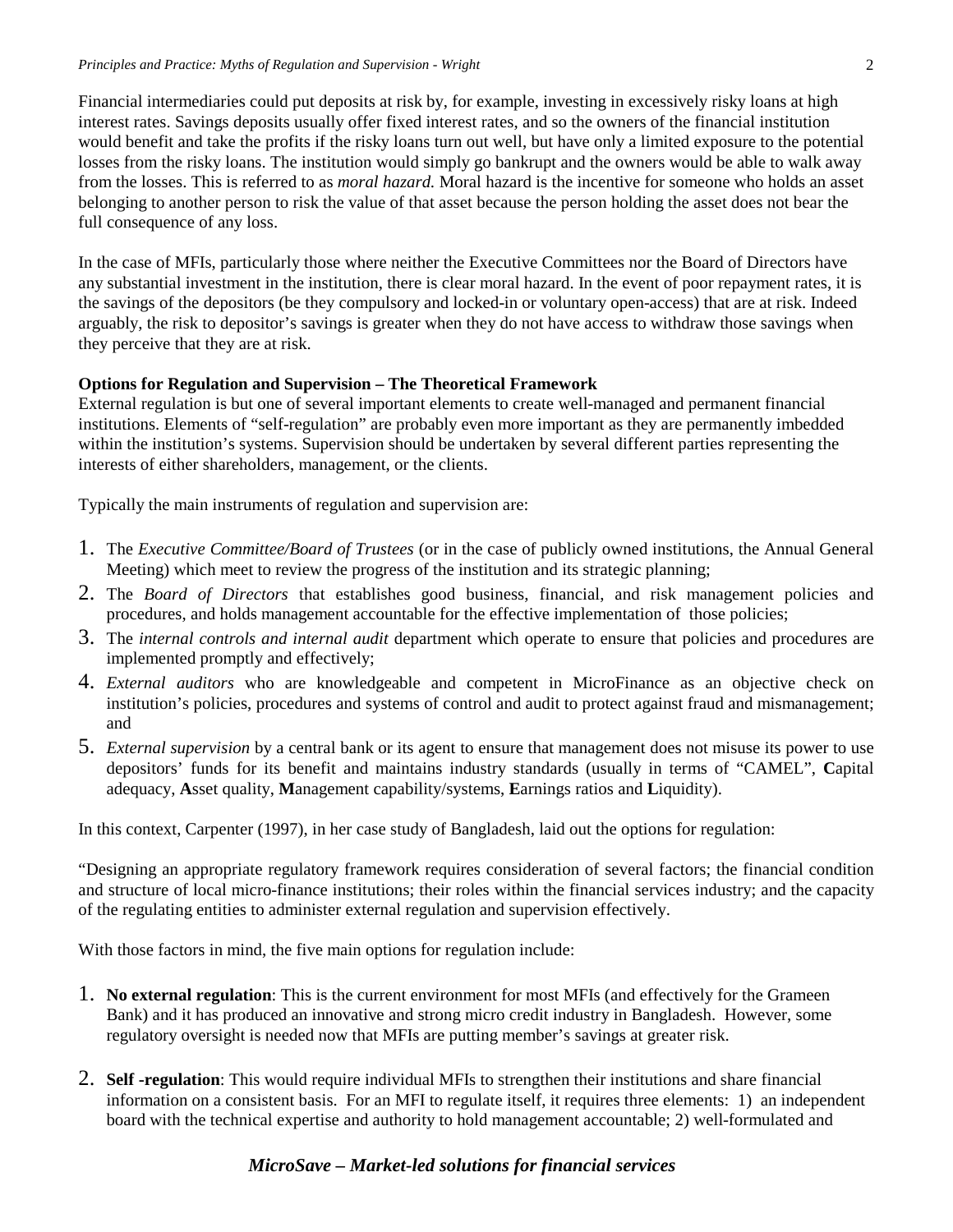Financial intermediaries could put deposits at risk by, for example, investing in excessively risky loans at high interest rates. Savings deposits usually offer fixed interest rates, and so the owners of the financial institution would benefit and take the profits if the risky loans turn out well, but have only a limited exposure to the potential losses from the risky loans. The institution would simply go bankrupt and the owners would be able to walk away from the losses. This is referred to as *moral hazard.* Moral hazard is the incentive for someone who holds an asset belonging to another person to risk the value of that asset because the person holding the asset does not bear the full consequence of any loss.

In the case of MFIs, particularly those where neither the Executive Committees nor the Board of Directors have any substantial investment in the institution, there is clear moral hazard. In the event of poor repayment rates, it is the savings of the depositors (be they compulsory and locked-in or voluntary open-access) that are at risk. Indeed arguably, the risk to depositor's savings is greater when they do not have access to withdraw those savings when they perceive that they are at risk.

**Options for Regulation and Supervision – The Theoretical Framework**

External regulation is but one of several important elements to create well-managed and permanent financial institutions. Elements of "self-regulation" are probably even more important as they are permanently imbedded within the institution's systems. Supervision should be undertaken by several different parties representing the interests of either shareholders, management, or the clients.

Typically the main instruments of regulation and supervision are:

1. The *Executive Committee/Board of Trustees* (or in the case of publicly owned institutions, the Annual General Meeting) which meet to review the progress of the institution and its strategic planning;
2. The *Board of Directors* that establishes good business, financial, and risk management policies and procedures, and holds management accountable for the effective implementation of those policies;
3. The *internal controls and internal audit* department which operate to ensure that policies and procedures are implemented promptly and effectively;
4. *External auditors* who are knowledgeable and competent in MicroFinance as an objective check on institution's policies, procedures and systems of control and audit to protect against fraud and mismanagement; and
5. *External supervision* by a central bank or its agent to ensure that management does not misuse its power to use depositors' funds for its benefit and maintains industry standards (usually in terms of "CAMEL", **C**apital adequacy, **A**sset quality, **M**anagement capability/systems, **E**arnings ratios and **L**iquidity).

In this context, Carpenter (1997), in her case study of Bangladesh, laid out the options for regulation:

"Designing an appropriate regulatory framework requires consideration of several factors; the financial condition and structure of local micro-finance institutions; their roles within the financial services industry; and the capacity of the regulating entities to administer external regulation and supervision effectively.

With those factors in mind, the five main options for regulation include:

1. **No external regulation**: This is the current environment for most MFIs (and effectively for the Grameen Bank) and it has produced an innovative and strong micro credit industry in Bangladesh. However, some regulatory oversight is needed now that MFIs are putting member's savings at greater risk.

2. **Self -regulation**: This would require individual MFIs to strengthen their institutions and share financial information on a consistent basis. For an MFI to regulate itself, it requires three elements: 1) an independent board with the technical expertise and authority to hold management accountable; 2) well-formulated and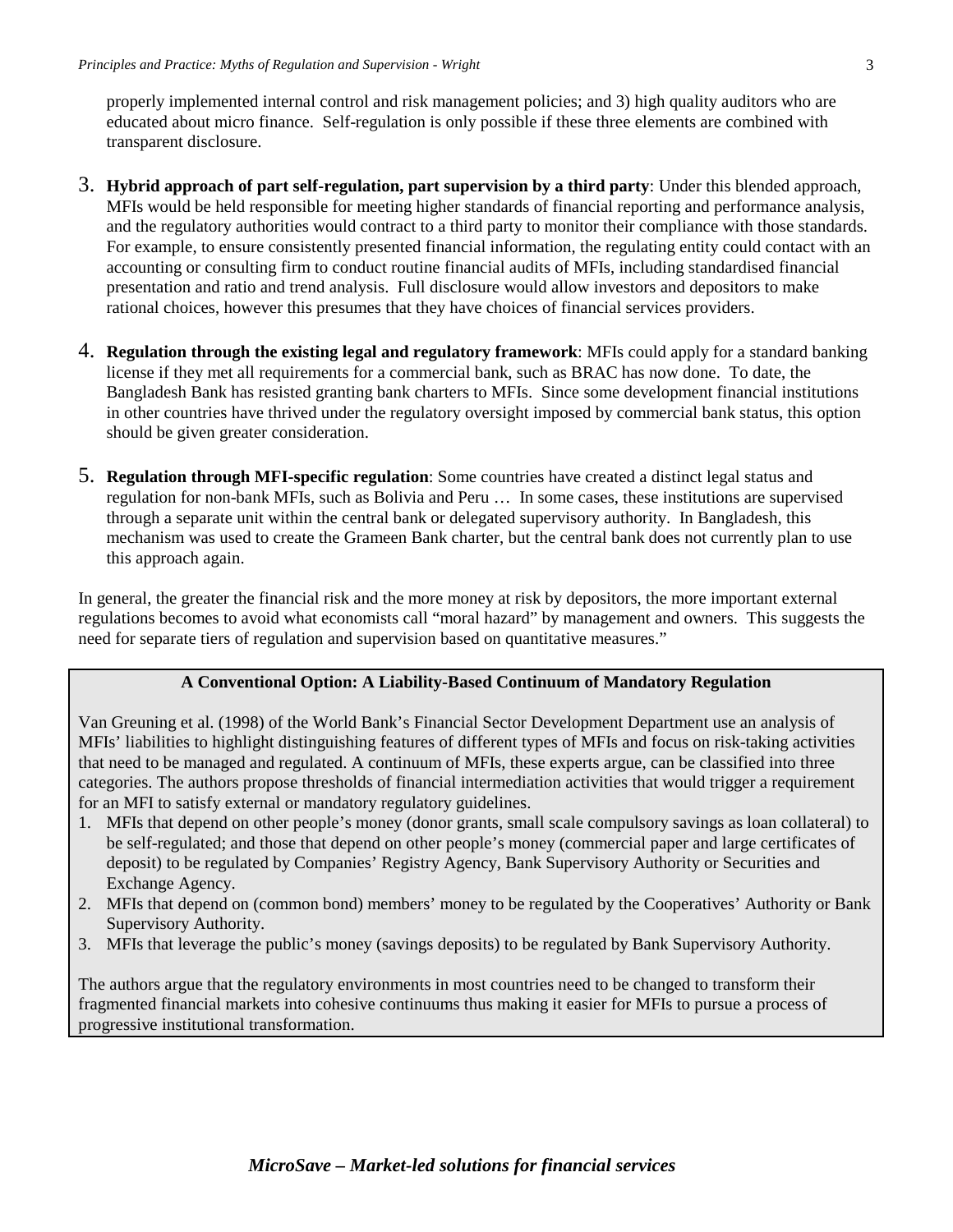properly implemented internal control and risk management policies; and 3) high quality auditors who are educated about micro finance. Self-regulation is only possible if these three elements are combined with transparent disclosure.

3. **Hybrid approach of part self-regulation, part supervision by a third party**: Under this blended approach, MFIs would be held responsible for meeting higher standards of financial reporting and performance analysis, and the regulatory authorities would contract to a third party to monitor their compliance with those standards. For example, to ensure consistently presented financial information, the regulating entity could contact with an accounting or consulting firm to conduct routine financial audits of MFIs, including standardised financial presentation and ratio and trend analysis. Full disclosure would allow investors and depositors to make rational choices, however this presumes that they have choices of financial services providers.

4. **Regulation through the existing legal and regulatory framework**: MFIs could apply for a standard banking license if they met all requirements for a commercial bank, such as BRAC has now done. To date, the Bangladesh Bank has resisted granting bank charters to MFIs. Since some development financial institutions in other countries have thrived under the regulatory oversight imposed by commercial bank status, this option should be given greater consideration.

5. **Regulation through MFI-specific regulation**: Some countries have created a distinct legal status and regulation for non-bank MFIs, such as Bolivia and Peru … In some cases, these institutions are supervised through a separate unit within the central bank or delegated supervisory authority. In Bangladesh, this mechanism was used to create the Grameen Bank charter, but the central bank does not currently plan to use this approach again.

In general, the greater the financial risk and the more money at risk by depositors, the more important external regulations becomes to avoid what economists call "moral hazard" by management and owners. This suggests the need for separate tiers of regulation and supervision based on quantitative measures."

**A Conventional Option: A Liability-Based Continuum of Mandatory Regulation**

Van Greuning et al. (1998) of the World Bank's Financial Sector Development Department use an analysis of MFIs' liabilities to highlight distinguishing features of different types of MFIs and focus on risk-taking activities that need to be managed and regulated. A continuum of MFIs, these experts argue, can be classified into three categories. The authors propose thresholds of financial intermediation activities that would trigger a requirement for an MFI to satisfy external or mandatory regulatory guidelines.

1. MFIs that depend on other people's money (donor grants, small scale compulsory savings as loan collateral) to be self-regulated; and those that depend on other people's money (commercial paper and large certificates of deposit) to be regulated by Companies' Registry Agency, Bank Supervisory Authority or Securities and Exchange Agency.
2. MFIs that depend on (common bond) members' money to be regulated by the Cooperatives' Authority or Bank Supervisory Authority.
3. MFIs that leverage the public's money (savings deposits) to be regulated by Bank Supervisory Authority.

The authors argue that the regulatory environments in most countries need to be changed to transform their fragmented financial markets into cohesive continuums thus making it easier for MFIs to pursue a process of progressive institutional transformation.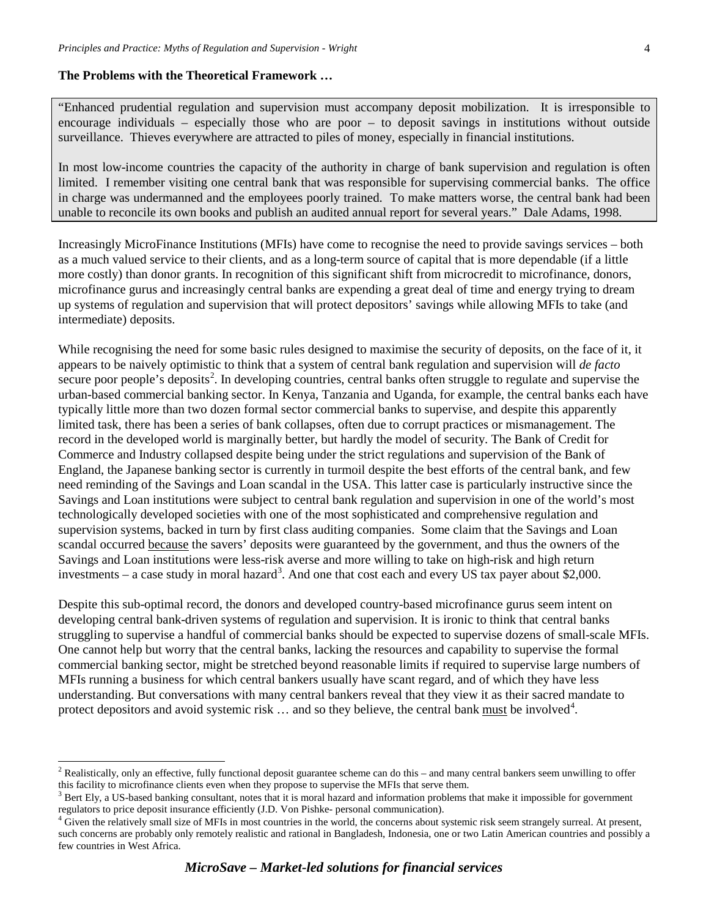**The Problems with the Theoretical Framework …**

> "Enhanced prudential regulation and supervision must accompany deposit mobilization. It is irresponsible to encourage individuals – especially those who are poor – to deposit savings in institutions without outside surveillance. Thieves everywhere are attracted to piles of money, especially in financial institutions.
>
> In most low-income countries the capacity of the authority in charge of bank supervision and regulation is often limited. I remember visiting one central bank that was responsible for supervising commercial banks. The office in charge was undermanned and the employees poorly trained. To make matters worse, the central bank had been unable to reconcile its own books and publish an audited annual report for several years." Dale Adams, 1998.

Increasingly MicroFinance Institutions (MFIs) have come to recognise the need to provide savings services – both as a much valued service to their clients, and as a long-term source of capital that is more dependable (if a little more costly) than donor grants. In recognition of this significant shift from microcredit to microfinance, donors, microfinance gurus and increasingly central banks are expending a great deal of time and energy trying to dream up systems of regulation and supervision that will protect depositors' savings while allowing MFIs to take (and intermediate) deposits.

While recognising the need for some basic rules designed to maximise the security of deposits, on the face of it, it appears to be naively optimistic to think that a system of central bank regulation and supervision will *de facto* secure poor people's deposits[2]. In developing countries, central banks often struggle to regulate and supervise the urban-based commercial banking sector. In Kenya, Tanzania and Uganda, for example, the central banks each have typically little more than two dozen formal sector commercial banks to supervise, and despite this apparently limited task, there has been a series of bank collapses, often due to corrupt practices or mismanagement. The record in the developed world is marginally better, but hardly the model of security. The Bank of Credit for Commerce and Industry collapsed despite being under the strict regulations and supervision of the Bank of England, the Japanese banking sector is currently in turmoil despite the best efforts of the central bank, and few need reminding of the Savings and Loan scandal in the USA. This latter case is particularly instructive since the Savings and Loan institutions were subject to central bank regulation and supervision in one of the world's most technologically developed societies with one of the most sophisticated and comprehensive regulation and supervision systems, backed in turn by first class auditing companies. Some claim that the Savings and Loan scandal occurred <u>because</u> the savers' deposits were guaranteed by the government, and thus the owners of the Savings and Loan institutions were less-risk averse and more willing to take on high-risk and high return investments – a case study in moral hazard[3]. And one that cost each and every US tax payer about $2,000.

Despite this sub-optimal record, the donors and developed country-based microfinance gurus seem intent on developing central bank-driven systems of regulation and supervision. It is ironic to think that central banks struggling to supervise a handful of commercial banks should be expected to supervise dozens of small-scale MFIs. One cannot help but worry that the central banks, lacking the resources and capability to supervise the formal commercial banking sector, might be stretched beyond reasonable limits if required to supervise large numbers of MFIs running a business for which central bankers usually have scant regard, and of which they have less understanding. But conversations with many central bankers reveal that they view it as their sacred mandate to protect depositors and avoid systemic risk … and so they believe, the central bank <u>must</u> be involved[4].

---

[2] Realistically, only an effective, fully functional deposit guarantee scheme can do this – and many central bankers seem unwilling to offer this facility to microfinance clients even when they propose to supervise the MFIs that serve them.

[3] Bert Ely, a US-based banking consultant, notes that it is moral hazard and information problems that make it impossible for government regulators to price deposit insurance efficiently (J.D. Von Pishke- personal communication).

[4] Given the relatively small size of MFIs in most countries in the world, the concerns about systemic risk seem strangely surreal. At present, such concerns are probably only remotely realistic and rational in Bangladesh, Indonesia, one or two Latin American countries and possibly a few countries in West Africa.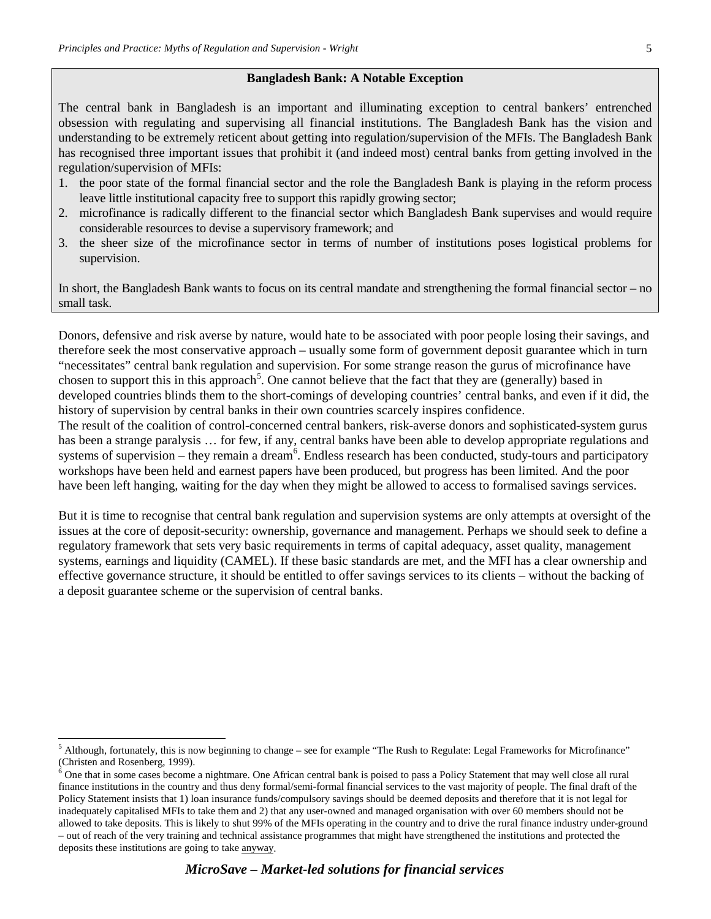**Bangladesh Bank: A Notable Exception**

The central bank in Bangladesh is an important and illuminating exception to central bankers' entrenched obsession with regulating and supervising all financial institutions. The Bangladesh Bank has the vision and understanding to be extremely reticent about getting into regulation/supervision of the MFIs. The Bangladesh Bank has recognised three important issues that prohibit it (and indeed most) central banks from getting involved in the regulation/supervision of MFIs:

1. the poor state of the formal financial sector and the role the Bangladesh Bank is playing in the reform process leave little institutional capacity free to support this rapidly growing sector;
2. microfinance is radically different to the financial sector which Bangladesh Bank supervises and would require considerable resources to devise a supervisory framework; and
3. the sheer size of the microfinance sector in terms of number of institutions poses logistical problems for supervision.

In short, the Bangladesh Bank wants to focus on its central mandate and strengthening the formal financial sector – no small task.

Donors, defensive and risk averse by nature, would hate to be associated with poor people losing their savings, and therefore seek the most conservative approach – usually some form of government deposit guarantee which in turn "necessitates" central bank regulation and supervision. For some strange reason the gurus of microfinance have chosen to support this in this approach[5]. One cannot believe that the fact that they are (generally) based in developed countries blinds them to the short-comings of developing countries' central banks, and even if it did, the history of supervision by central banks in their own countries scarcely inspires confidence.

The result of the coalition of control-concerned central bankers, risk-averse donors and sophisticated-system gurus has been a strange paralysis … for few, if any, central banks have been able to develop appropriate regulations and systems of supervision – they remain a dream[6]. Endless research has been conducted, study-tours and participatory workshops have been held and earnest papers have been produced, but progress has been limited. And the poor have been left hanging, waiting for the day when they might be allowed to access to formalised savings services.

But it is time to recognise that central bank regulation and supervision systems are only attempts at oversight of the issues at the core of deposit-security: ownership, governance and management. Perhaps we should seek to define a regulatory framework that sets very basic requirements in terms of capital adequacy, asset quality, management systems, earnings and liquidity (CAMEL). If these basic standards are met, and the MFI has a clear ownership and effective governance structure, it should be entitled to offer savings services to its clients – without the backing of a deposit guarantee scheme or the supervision of central banks.

---

[5] Although, fortunately, this is now beginning to change – see for example "The Rush to Regulate: Legal Frameworks for Microfinance" (Christen and Rosenberg, 1999).

[6] One that in some cases become a nightmare. One African central bank is poised to pass a Policy Statement that may well close all rural finance institutions in the country and thus deny formal/semi-formal financial services to the vast majority of people. The final draft of the Policy Statement insists that 1) loan insurance funds/compulsory savings should be deemed deposits and therefore that it is not legal for inadequately capitalised MFIs to take them and 2) that any user-owned and managed organisation with over 60 members should not be allowed to take deposits. This is likely to shut 99% of the MFIs operating in the country and to drive the rural finance industry under-ground – out of reach of the very training and technical assistance programmes that might have strengthened the institutions and protected the deposits these institutions are going to take anyway.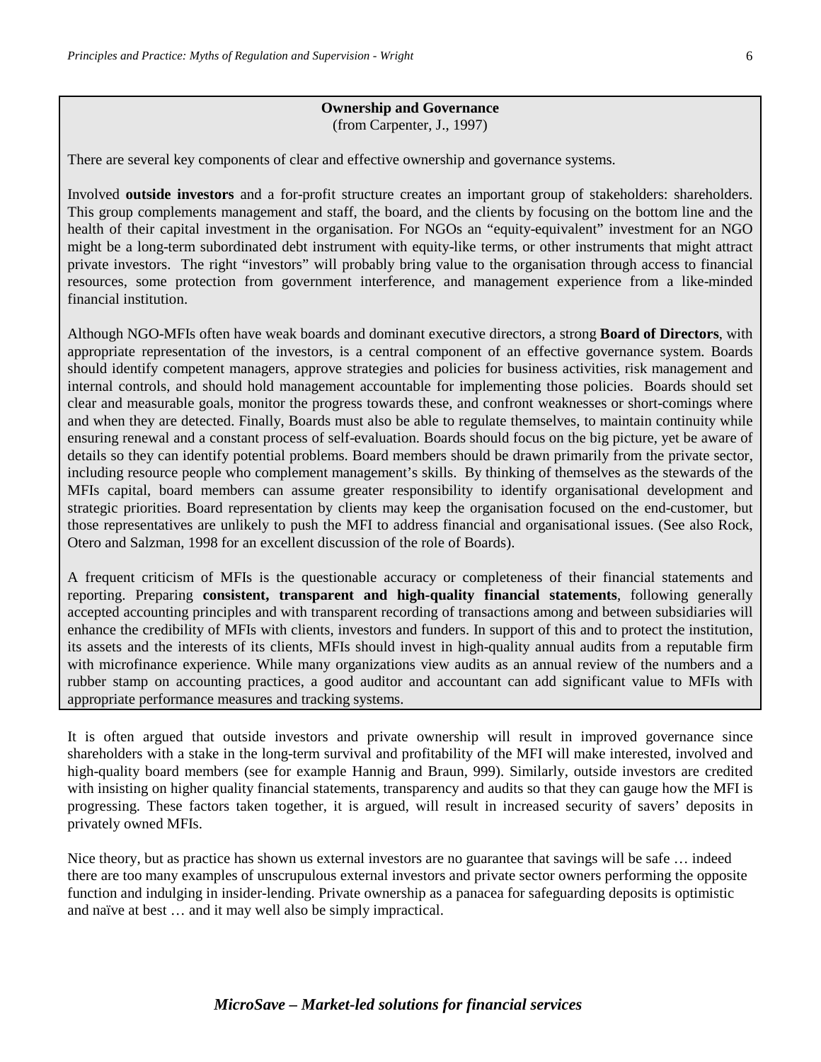**Ownership and Governance**
(from Carpenter, J., 1997)

There are several key components of clear and effective ownership and governance systems.

Involved **outside investors** and a for-profit structure creates an important group of stakeholders: shareholders. This group complements management and staff, the board, and the clients by focusing on the bottom line and the health of their capital investment in the organisation. For NGOs an "equity-equivalent" investment for an NGO might be a long-term subordinated debt instrument with equity-like terms, or other instruments that might attract private investors. The right "investors" will probably bring value to the organisation through access to financial resources, some protection from government interference, and management experience from a like-minded financial institution.

Although NGO-MFIs often have weak boards and dominant executive directors, a strong **Board of Directors**, with appropriate representation of the investors, is a central component of an effective governance system. Boards should identify competent managers, approve strategies and policies for business activities, risk management and internal controls, and should hold management accountable for implementing those policies. Boards should set clear and measurable goals, monitor the progress towards these, and confront weaknesses or short-comings where and when they are detected. Finally, Boards must also be able to regulate themselves, to maintain continuity while ensuring renewal and a constant process of self-evaluation. Boards should focus on the big picture, yet be aware of details so they can identify potential problems. Board members should be drawn primarily from the private sector, including resource people who complement management's skills. By thinking of themselves as the stewards of the MFIs capital, board members can assume greater responsibility to identify organisational development and strategic priorities. Board representation by clients may keep the organisation focused on the end-customer, but those representatives are unlikely to push the MFI to address financial and organisational issues. (See also Rock, Otero and Salzman, 1998 for an excellent discussion of the role of Boards).

A frequent criticism of MFIs is the questionable accuracy or completeness of their financial statements and reporting. Preparing **consistent, transparent and high-quality financial statements**, following generally accepted accounting principles and with transparent recording of transactions among and between subsidiaries will enhance the credibility of MFIs with clients, investors and funders. In support of this and to protect the institution, its assets and the interests of its clients, MFIs should invest in high-quality annual audits from a reputable firm with microfinance experience. While many organizations view audits as an annual review of the numbers and a rubber stamp on accounting practices, a good auditor and accountant can add significant value to MFIs with appropriate performance measures and tracking systems.

It is often argued that outside investors and private ownership will result in improved governance since shareholders with a stake in the long-term survival and profitability of the MFI will make interested, involved and high-quality board members (see for example Hannig and Braun, 999). Similarly, outside investors are credited with insisting on higher quality financial statements, transparency and audits so that they can gauge how the MFI is progressing. These factors taken together, it is argued, will result in increased security of savers' deposits in privately owned MFIs.

Nice theory, but as practice has shown us external investors are no guarantee that savings will be safe … indeed there are too many examples of unscrupulous external investors and private sector owners performing the opposite function and indulging in insider-lending. Private ownership as a panacea for safeguarding deposits is optimistic and naïve at best … and it may well also be simply impractical.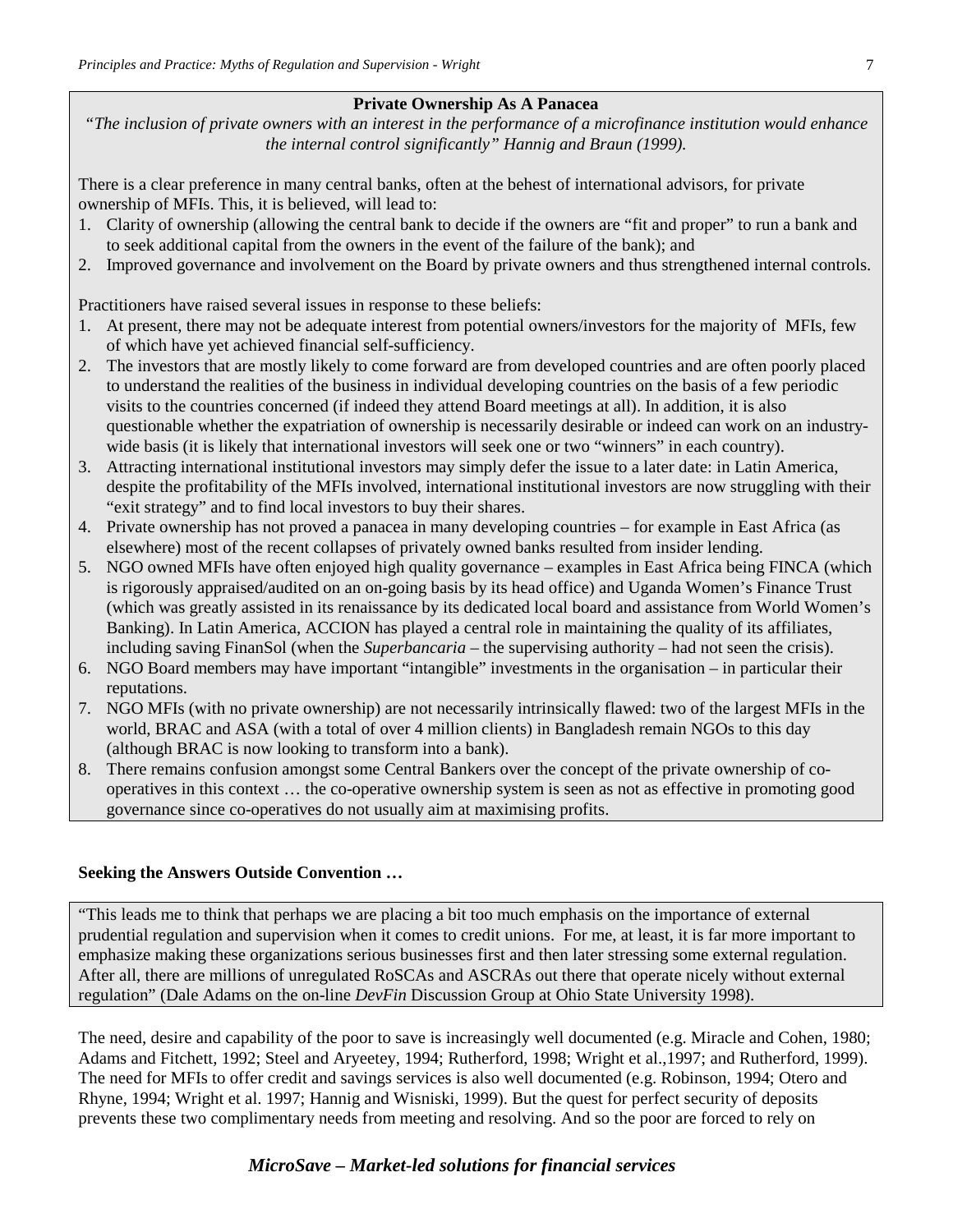**Private Ownership As A Panacea**

*"The inclusion of private owners with an interest in the performance of a microfinance institution would enhance the internal control significantly" Hannig and Braun (1999).*

There is a clear preference in many central banks, often at the behest of international advisors, for private ownership of MFIs. This, it is believed, will lead to:

1. Clarity of ownership (allowing the central bank to decide if the owners are "fit and proper" to run a bank and to seek additional capital from the owners in the event of the failure of the bank); and
2. Improved governance and involvement on the Board by private owners and thus strengthened internal controls.

Practitioners have raised several issues in response to these beliefs:

1. At present, there may not be adequate interest from potential owners/investors for the majority of MFIs, few of which have yet achieved financial self-sufficiency.
2. The investors that are mostly likely to come forward are from developed countries and are often poorly placed to understand the realities of the business in individual developing countries on the basis of a few periodic visits to the countries concerned (if indeed they attend Board meetings at all). In addition, it is also questionable whether the expatriation of ownership is necessarily desirable or indeed can work on an industry-wide basis (it is likely that international investors will seek one or two "winners" in each country).
3. Attracting international institutional investors may simply defer the issue to a later date: in Latin America, despite the profitability of the MFIs involved, international institutional investors are now struggling with their "exit strategy" and to find local investors to buy their shares.
4. Private ownership has not proved a panacea in many developing countries – for example in East Africa (as elsewhere) most of the recent collapses of privately owned banks resulted from insider lending.
5. NGO owned MFIs have often enjoyed high quality governance – examples in East Africa being FINCA (which is rigorously appraised/audited on an on-going basis by its head office) and Uganda Women's Finance Trust (which was greatly assisted in its renaissance by its dedicated local board and assistance from World Women's Banking). In Latin America, ACCION has played a central role in maintaining the quality of its affiliates, including saving FinanSol (when the *Superbancaria* – the supervising authority – had not seen the crisis).
6. NGO Board members may have important "intangible" investments in the organisation – in particular their reputations.
7. NGO MFIs (with no private ownership) are not necessarily intrinsically flawed: two of the largest MFIs in the world, BRAC and ASA (with a total of over 4 million clients) in Bangladesh remain NGOs to this day (although BRAC is now looking to transform into a bank).
8. There remains confusion amongst some Central Bankers over the concept of the private ownership of co-operatives in this context … the co-operative ownership system is seen as not as effective in promoting good governance since co-operatives do not usually aim at maximising profits.

**Seeking the Answers Outside Convention …**

"This leads me to think that perhaps we are placing a bit too much emphasis on the importance of external prudential regulation and supervision when it comes to credit unions. For me, at least, it is far more important to emphasize making these organizations serious businesses first and then later stressing some external regulation. After all, there are millions of unregulated RoSCAs and ASCRAs out there that operate nicely without external regulation" (Dale Adams on the on-line *DevFin* Discussion Group at Ohio State University 1998).

The need, desire and capability of the poor to save is increasingly well documented (e.g. Miracle and Cohen, 1980; Adams and Fitchett, 1992; Steel and Aryeetey, 1994; Rutherford, 1998; Wright et al.,1997; and Rutherford, 1999). The need for MFIs to offer credit and savings services is also well documented (e.g. Robinson, 1994; Otero and Rhyne, 1994; Wright et al. 1997; Hannig and Wisniski, 1999). But the quest for perfect security of deposits prevents these two complimentary needs from meeting and resolving. And so the poor are forced to rely on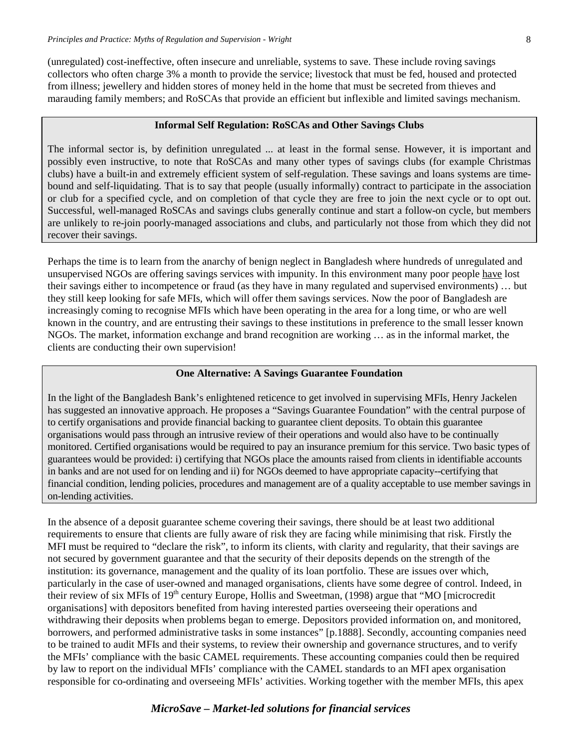(unregulated) cost-ineffective, often insecure and unreliable, systems to save. These include roving savings collectors who often charge 3% a month to provide the service; livestock that must be fed, housed and protected from illness; jewellery and hidden stores of money held in the home that must be secreted from thieves and marauding family members; and RoSCAs that provide an efficient but inflexible and limited savings mechanism.

> **Informal Self Regulation: RoSCAs and Other Savings Clubs**
>
> The informal sector is, by definition unregulated ... at least in the formal sense. However, it is important and possibly even instructive, to note that RoSCAs and many other types of savings clubs (for example Christmas clubs) have a built-in and extremely efficient system of self-regulation. These savings and loans systems are time-bound and self-liquidating. That is to say that people (usually informally) contract to participate in the association or club for a specified cycle, and on completion of that cycle they are free to join the next cycle or to opt out. Successful, well-managed RoSCAs and savings clubs generally continue and start a follow-on cycle, but members are unlikely to re-join poorly-managed associations and clubs, and particularly not those from which they did not recover their savings.

Perhaps the time is to learn from the anarchy of benign neglect in Bangladesh where hundreds of unregulated and unsupervised NGOs are offering savings services with impunity. In this environment many poor people have lost their savings either to incompetence or fraud (as they have in many regulated and supervised environments) … but they still keep looking for safe MFIs, which will offer them savings services. Now the poor of Bangladesh are increasingly coming to recognise MFIs which have been operating in the area for a long time, or who are well known in the country, and are entrusting their savings to these institutions in preference to the small lesser known NGOs. The market, information exchange and brand recognition are working … as in the informal market, the clients are conducting their own supervision!

> **One Alternative: A Savings Guarantee Foundation**
>
> In the light of the Bangladesh Bank's enlightened reticence to get involved in supervising MFIs, Henry Jackelen has suggested an innovative approach. He proposes a "Savings Guarantee Foundation" with the central purpose of to certify organisations and provide financial backing to guarantee client deposits. To obtain this guarantee organisations would pass through an intrusive review of their operations and would also have to be continually monitored. Certified organisations would be required to pay an insurance premium for this service. Two basic types of guarantees would be provided: i) certifying that NGOs place the amounts raised from clients in identifiable accounts in banks and are not used for on lending and ii) for NGOs deemed to have appropriate capacity--certifying that financial condition, lending policies, procedures and management are of a quality acceptable to use member savings in on-lending activities.

In the absence of a deposit guarantee scheme covering their savings, there should be at least two additional requirements to ensure that clients are fully aware of risk they are facing while minimising that risk. Firstly the MFI must be required to "declare the risk", to inform its clients, with clarity and regularity, that their savings are not secured by government guarantee and that the security of their deposits depends on the strength of the institution: its governance, management and the quality of its loan portfolio. These are issues over which, particularly in the case of user-owned and managed organisations, clients have some degree of control. Indeed, in their review of six MFIs of 19th century Europe, Hollis and Sweetman, (1998) argue that "MO [microcredit organisations] with depositors benefited from having interested parties overseeing their operations and withdrawing their deposits when problems began to emerge. Depositors provided information on, and monitored, borrowers, and performed administrative tasks in some instances" [p.1888]. Secondly, accounting companies need to be trained to audit MFIs and their systems, to review their ownership and governance structures, and to verify the MFIs' compliance with the basic CAMEL requirements. These accounting companies could then be required by law to report on the individual MFIs' compliance with the CAMEL standards to an MFI apex organisation responsible for co-ordinating and overseeing MFIs' activities. Working together with the member MFIs, this apex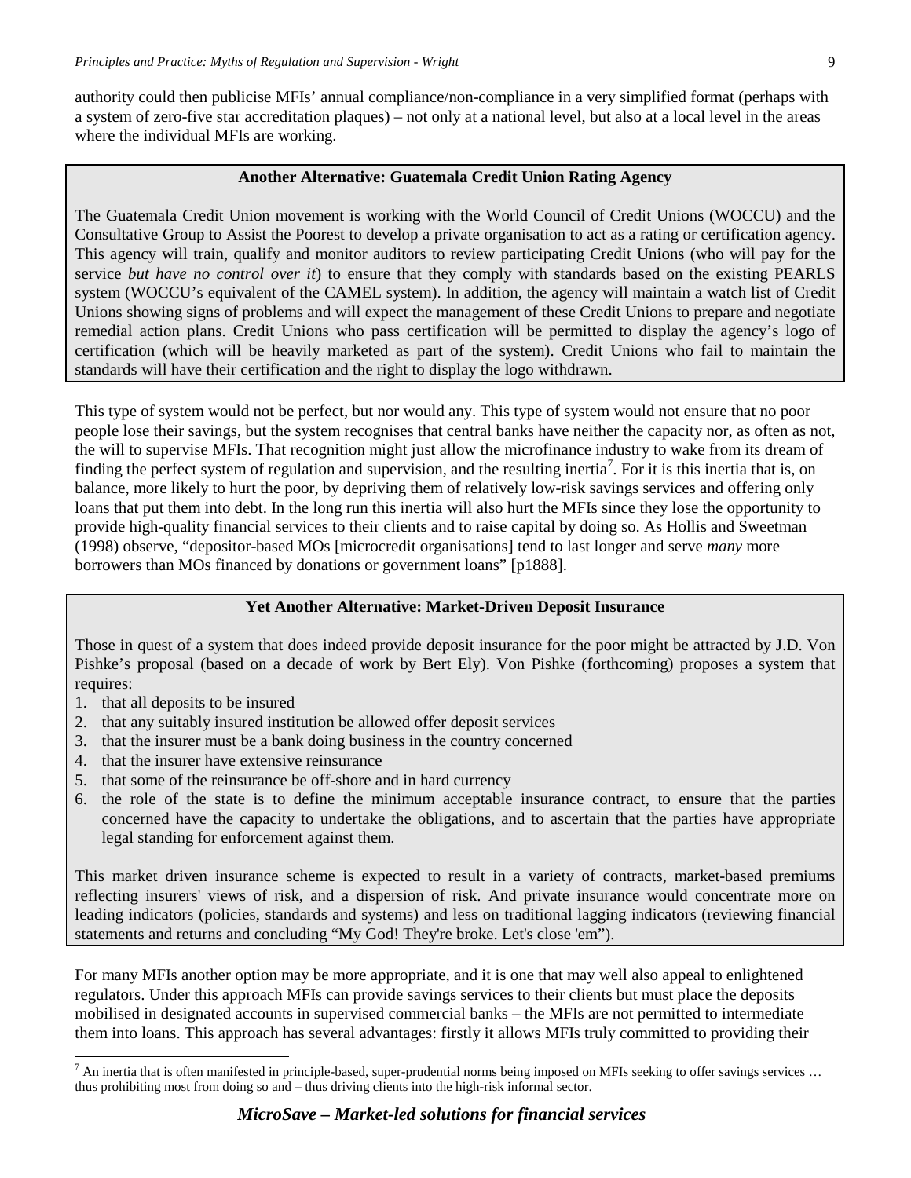authority could then publicise MFIs' annual compliance/non-compliance in a very simplified format (perhaps with a system of zero-five star accreditation plaques) – not only at a national level, but also at a local level in the areas where the individual MFIs are working.

> **Another Alternative: Guatemala Credit Union Rating Agency**
>
> The Guatemala Credit Union movement is working with the World Council of Credit Unions (WOCCU) and the Consultative Group to Assist the Poorest to develop a private organisation to act as a rating or certification agency. This agency will train, qualify and monitor auditors to review participating Credit Unions (who will pay for the service *but have no control over it*) to ensure that they comply with standards based on the existing PEARLS system (WOCCU's equivalent of the CAMEL system). In addition, the agency will maintain a watch list of Credit Unions showing signs of problems and will expect the management of these Credit Unions to prepare and negotiate remedial action plans. Credit Unions who pass certification will be permitted to display the agency's logo of certification (which will be heavily marketed as part of the system). Credit Unions who fail to maintain the standards will have their certification and the right to display the logo withdrawn.

This type of system would not be perfect, but nor would any. This type of system would not ensure that no poor people lose their savings, but the system recognises that central banks have neither the capacity nor, as often as not, the will to supervise MFIs. That recognition might just allow the microfinance industry to wake from its dream of finding the perfect system of regulation and supervision, and the resulting inertia[7]. For it is this inertia that is, on balance, more likely to hurt the poor, by depriving them of relatively low-risk savings services and offering only loans that put them into debt. In the long run this inertia will also hurt the MFIs since they lose the opportunity to provide high-quality financial services to their clients and to raise capital by doing so. As Hollis and Sweetman (1998) observe, "depositor-based MOs [microcredit organisations] tend to last longer and serve *many* more borrowers than MOs financed by donations or government loans" [p1888].

> **Yet Another Alternative: Market-Driven Deposit Insurance**
>
> Those in quest of a system that does indeed provide deposit insurance for the poor might be attracted by J.D. Von Pishke's proposal (based on a decade of work by Bert Ely). Von Pishke (forthcoming) proposes a system that requires:
>
> 1. that all deposits to be insured
> 2. that any suitably insured institution be allowed offer deposit services
> 3. that the insurer must be a bank doing business in the country concerned
> 4. that the insurer have extensive reinsurance
> 5. that some of the reinsurance be off-shore and in hard currency
> 6. the role of the state is to define the minimum acceptable insurance contract, to ensure that the parties concerned have the capacity to undertake the obligations, and to ascertain that the parties have appropriate legal standing for enforcement against them.
>
> This market driven insurance scheme is expected to result in a variety of contracts, market-based premiums reflecting insurers' views of risk, and a dispersion of risk. And private insurance would concentrate more on leading indicators (policies, standards and systems) and less on traditional lagging indicators (reviewing financial statements and returns and concluding "My God! They're broke. Let's close 'em").

For many MFIs another option may be more appropriate, and it is one that may well also appeal to enlightened regulators. Under this approach MFIs can provide savings services to their clients but must place the deposits mobilised in designated accounts in supervised commercial banks – the MFIs are not permitted to intermediate them into loans. This approach has several advantages: firstly it allows MFIs truly committed to providing their

---

[7] An inertia that is often manifested in principle-based, super-prudential norms being imposed on MFIs seeking to offer savings services … thus prohibiting most from doing so and – thus driving clients into the high-risk informal sector.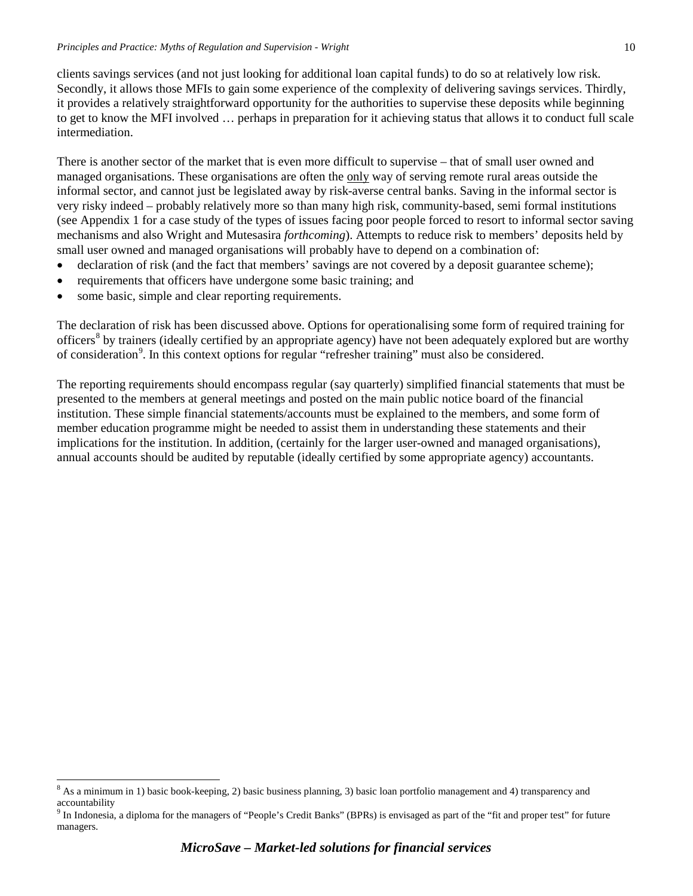clients savings services (and not just looking for additional loan capital funds) to do so at relatively low risk. Secondly, it allows those MFIs to gain some experience of the complexity of delivering savings services. Thirdly, it provides a relatively straightforward opportunity for the authorities to supervise these deposits while beginning to get to know the MFI involved … perhaps in preparation for it achieving status that allows it to conduct full scale intermediation.

There is another sector of the market that is even more difficult to supervise – that of small user owned and managed organisations. These organisations are often the <u>only</u> way of serving remote rural areas outside the informal sector, and cannot just be legislated away by risk-averse central banks. Saving in the informal sector is very risky indeed – probably relatively more so than many high risk, community-based, semi formal institutions (see Appendix 1 for a case study of the types of issues facing poor people forced to resort to informal sector saving mechanisms and also Wright and Mutesasira *forthcoming*). Attempts to reduce risk to members' deposits held by small user owned and managed organisations will probably have to depend on a combination of:

- declaration of risk (and the fact that members' savings are not covered by a deposit guarantee scheme);
- requirements that officers have undergone some basic training; and
- some basic, simple and clear reporting requirements.

The declaration of risk has been discussed above. Options for operationalising some form of required training for officers[8] by trainers (ideally certified by an appropriate agency) have not been adequately explored but are worthy of consideration[9]. In this context options for regular "refresher training" must also be considered.

The reporting requirements should encompass regular (say quarterly) simplified financial statements that must be presented to the members at general meetings and posted on the main public notice board of the financial institution. These simple financial statements/accounts must be explained to the members, and some form of member education programme might be needed to assist them in understanding these statements and their implications for the institution. In addition, (certainly for the larger user-owned and managed organisations), annual accounts should be audited by reputable (ideally certified by some appropriate agency) accountants.

[8] As a minimum in 1) basic book-keeping, 2) basic business planning, 3) basic loan portfolio management and 4) transparency and accountability

[9] In Indonesia, a diploma for the managers of "People's Credit Banks" (BPRs) is envisaged as part of the "fit and proper test" for future managers.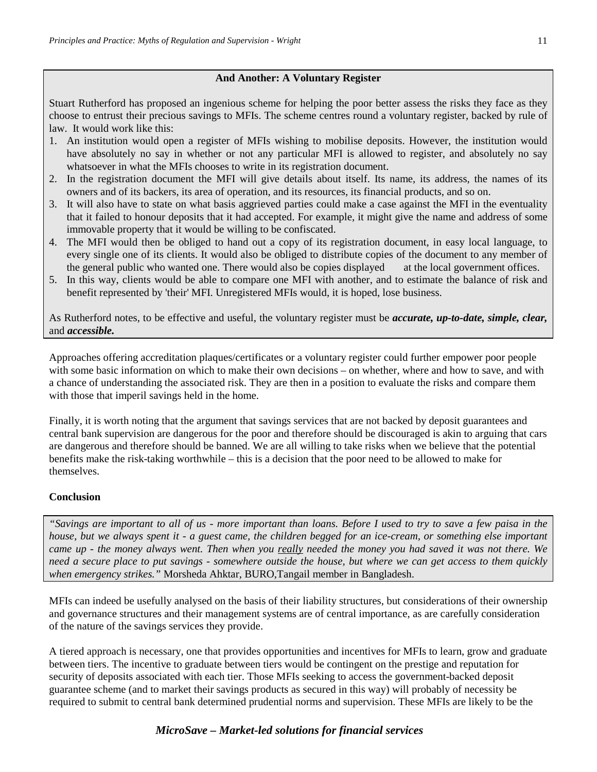**And Another: A Voluntary Register**

Stuart Rutherford has proposed an ingenious scheme for helping the poor better assess the risks they face as they choose to entrust their precious savings to MFIs. The scheme centres round a voluntary register, backed by rule of law. It would work like this:

1. An institution would open a register of MFIs wishing to mobilise deposits. However, the institution would have absolutely no say in whether or not any particular MFI is allowed to register, and absolutely no say whatsoever in what the MFIs chooses to write in its registration document.
2. In the registration document the MFI will give details about itself. Its name, its address, the names of its owners and of its backers, its area of operation, and its resources, its financial products, and so on.
3. It will also have to state on what basis aggrieved parties could make a case against the MFI in the eventuality that it failed to honour deposits that it had accepted. For example, it might give the name and address of some immovable property that it would be willing to be confiscated.
4. The MFI would then be obliged to hand out a copy of its registration document, in easy local language, to every single one of its clients. It would also be obliged to distribute copies of the document to any member of the general public who wanted one. There would also be copies displayed at the local government offices.
5. In this way, clients would be able to compare one MFI with another, and to estimate the balance of risk and benefit represented by 'their' MFI. Unregistered MFIs would, it is hoped, lose business.

As Rutherford notes, to be effective and useful, the voluntary register must be ***accurate, up-to-date, simple, clear,*** and ***accessible.***

Approaches offering accreditation plaques/certificates or a voluntary register could further empower poor people with some basic information on which to make their own decisions – on whether, where and how to save, and with a chance of understanding the associated risk. They are then in a position to evaluate the risks and compare them with those that imperil savings held in the home.

Finally, it is worth noting that the argument that savings services that are not backed by deposit guarantees and central bank supervision are dangerous for the poor and therefore should be discouraged is akin to arguing that cars are dangerous and therefore should be banned. We are all willing to take risks when we believe that the potential benefits make the risk-taking worthwhile – this is a decision that the poor need to be allowed to make for themselves.

**Conclusion**

*"Savings are important to all of us - more important than loans. Before I used to try to save a few paisa in the house, but we always spent it - a guest came, the children begged for an ice-cream, or something else important came up - the money always went. Then when you really needed the money you had saved it was not there. We need a secure place to put savings - somewhere outside the house, but where we can get access to them quickly when emergency strikes."* Morsheda Ahktar, BURO,Tangail member in Bangladesh.

MFIs can indeed be usefully analysed on the basis of their liability structures, but considerations of their ownership and governance structures and their management systems are of central importance, as are carefully consideration of the nature of the savings services they provide.

A tiered approach is necessary, one that provides opportunities and incentives for MFIs to learn, grow and graduate between tiers. The incentive to graduate between tiers would be contingent on the prestige and reputation for security of deposits associated with each tier. Those MFIs seeking to access the government-backed deposit guarantee scheme (and to market their savings products as secured in this way) will probably of necessity be required to submit to central bank determined prudential norms and supervision. These MFIs are likely to be the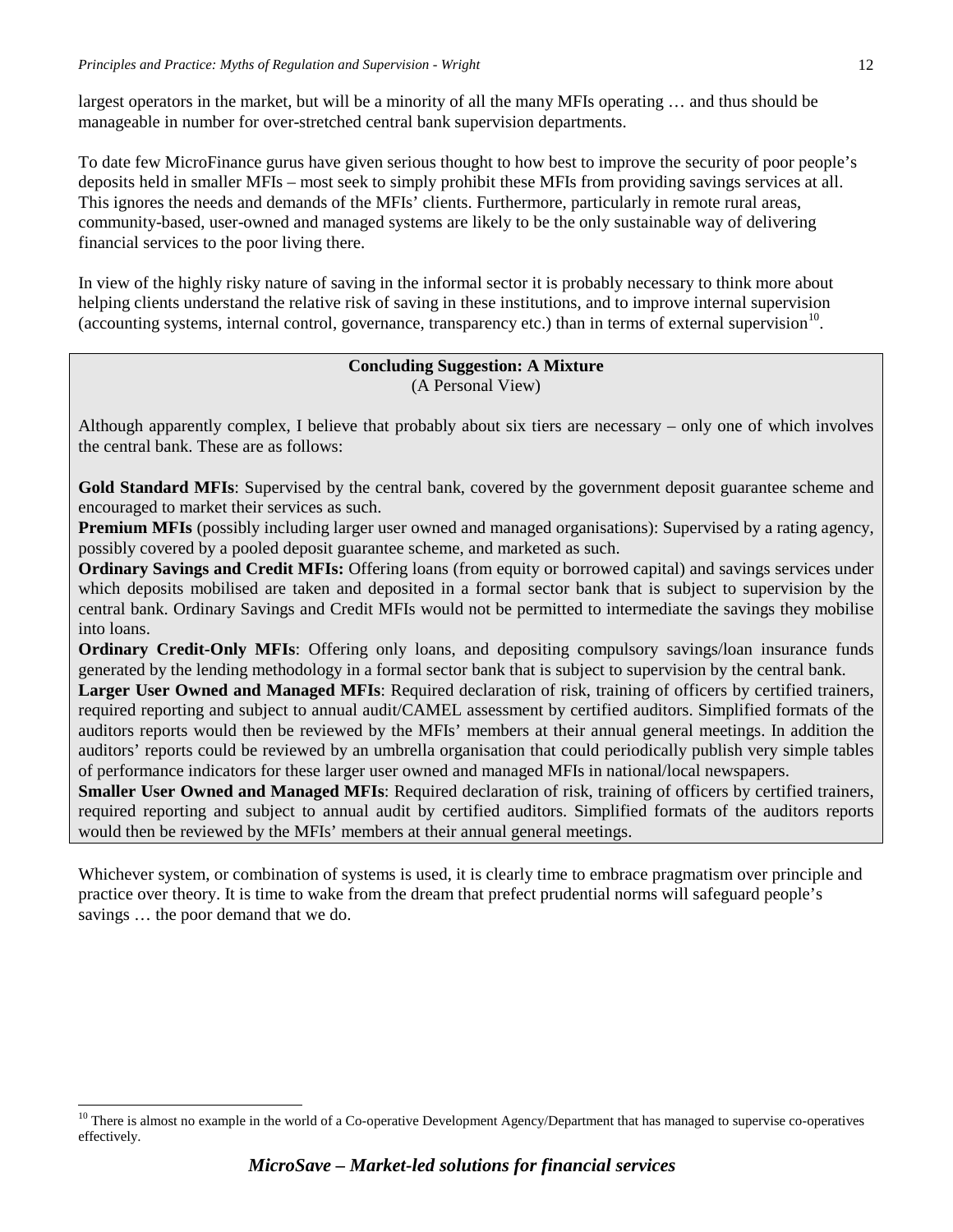largest operators in the market, but will be a minority of all the many MFIs operating … and thus should be manageable in number for over-stretched central bank supervision departments.

To date few MicroFinance gurus have given serious thought to how best to improve the security of poor people's deposits held in smaller MFIs – most seek to simply prohibit these MFIs from providing savings services at all. This ignores the needs and demands of the MFIs' clients. Furthermore, particularly in remote rural areas, community-based, user-owned and managed systems are likely to be the only sustainable way of delivering financial services to the poor living there.

In view of the highly risky nature of saving in the informal sector it is probably necessary to think more about helping clients understand the relative risk of saving in these institutions, and to improve internal supervision (accounting systems, internal control, governance, transparency etc.) than in terms of external supervision[10].

**Concluding Suggestion: A Mixture**
(A Personal View)

Although apparently complex, I believe that probably about six tiers are necessary – only one of which involves the central bank. These are as follows:

**Gold Standard MFIs**: Supervised by the central bank, covered by the government deposit guarantee scheme and encouraged to market their services as such.

**Premium MFIs** (possibly including larger user owned and managed organisations): Supervised by a rating agency, possibly covered by a pooled deposit guarantee scheme, and marketed as such.

**Ordinary Savings and Credit MFIs:** Offering loans (from equity or borrowed capital) and savings services under which deposits mobilised are taken and deposited in a formal sector bank that is subject to supervision by the central bank. Ordinary Savings and Credit MFIs would not be permitted to intermediate the savings they mobilise into loans.

**Ordinary Credit-Only MFIs**: Offering only loans, and depositing compulsory savings/loan insurance funds generated by the lending methodology in a formal sector bank that is subject to supervision by the central bank.

**Larger User Owned and Managed MFIs**: Required declaration of risk, training of officers by certified trainers, required reporting and subject to annual audit/CAMEL assessment by certified auditors. Simplified formats of the auditors reports would then be reviewed by the MFIs' members at their annual general meetings. In addition the auditors' reports could be reviewed by an umbrella organisation that could periodically publish very simple tables of performance indicators for these larger user owned and managed MFIs in national/local newspapers.

**Smaller User Owned and Managed MFIs**: Required declaration of risk, training of officers by certified trainers, required reporting and subject to annual audit by certified auditors. Simplified formats of the auditors reports would then be reviewed by the MFIs' members at their annual general meetings.

Whichever system, or combination of systems is used, it is clearly time to embrace pragmatism over principle and practice over theory. It is time to wake from the dream that prefect prudential norms will safeguard people's savings … the poor demand that we do.

[10] There is almost no example in the world of a Co-operative Development Agency/Department that has managed to supervise co-operatives effectively.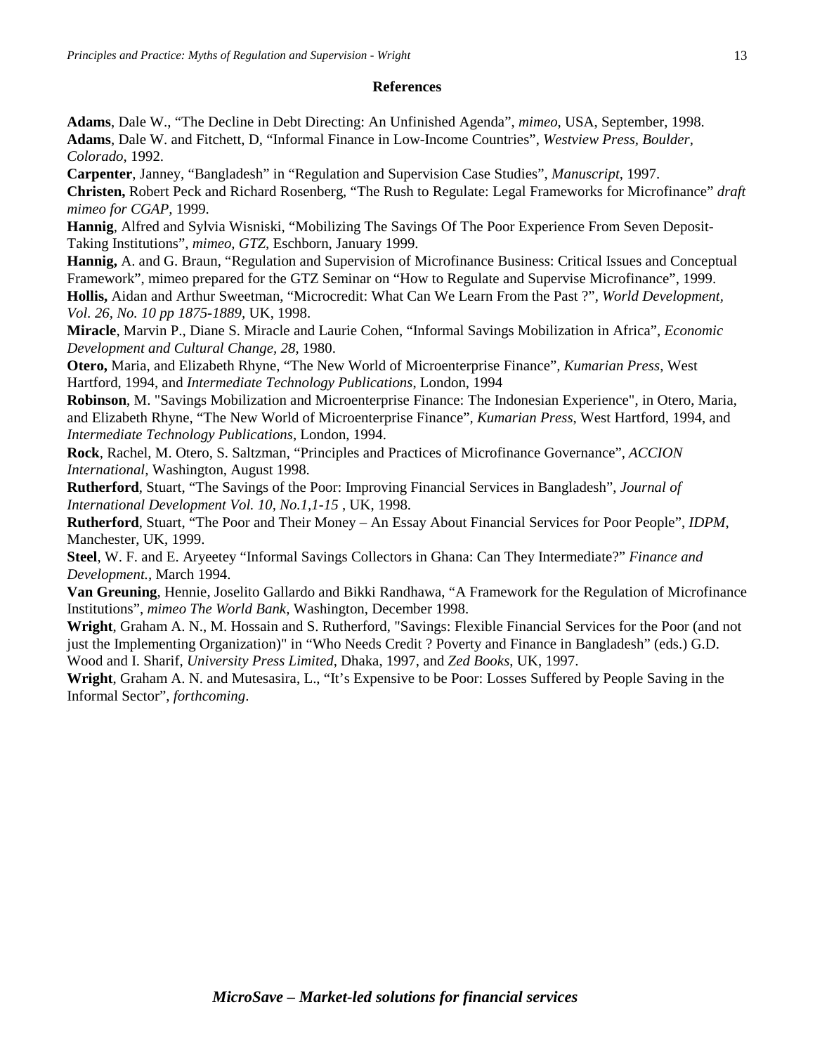**References**

**Adams**, Dale W., "The Decline in Debt Directing: An Unfinished Agenda", *mimeo*, USA, September, 1998.
**Adams**, Dale W. and Fitchett, D, "Informal Finance in Low-Income Countries", *Westview Press, Boulder, Colorado*, 1992.
**Carpenter**, Janney, "Bangladesh" in "Regulation and Supervision Case Studies", *Manuscript*, 1997.
**Christen,** Robert Peck and Richard Rosenberg, "The Rush to Regulate: Legal Frameworks for Microfinance" *draft mimeo for CGAP,* 1999.
**Hannig**, Alfred and Sylvia Wisniski, "Mobilizing The Savings Of The Poor Experience From Seven Deposit-Taking Institutions", *mimeo, GTZ,* Eschborn, January 1999.
**Hannig,** A. and G. Braun, "Regulation and Supervision of Microfinance Business: Critical Issues and Conceptual Framework", mimeo prepared for the GTZ Seminar on "How to Regulate and Supervise Microfinance", 1999.
**Hollis,** Aidan and Arthur Sweetman, "Microcredit: What Can We Learn From the Past ?", *World Development, Vol. 26, No. 10 pp 1875-1889,* UK, 1998.
**Miracle**, Marvin P., Diane S. Miracle and Laurie Cohen, "Informal Savings Mobilization in Africa", *Economic Development and Cultural Change, 28*, 1980.
**Otero,** Maria, and Elizabeth Rhyne, "The New World of Microenterprise Finance", *Kumarian Press*, West Hartford, 1994, and *Intermediate Technology Publications*, London, 1994
**Robinson**, M. "Savings Mobilization and Microenterprise Finance: The Indonesian Experience", in Otero, Maria, and Elizabeth Rhyne, "The New World of Microenterprise Finance", *Kumarian Press*, West Hartford, 1994, and *Intermediate Technology Publications*, London, 1994.
**Rock**, Rachel, M. Otero, S. Saltzman, "Principles and Practices of Microfinance Governance", *ACCION International*, Washington, August 1998.
**Rutherford**, Stuart, "The Savings of the Poor: Improving Financial Services in Bangladesh", *Journal of International Development Vol. 10, No.1,1-15* , UK, 1998.
**Rutherford**, Stuart, "The Poor and Their Money – An Essay About Financial Services for Poor People", *IDPM*, Manchester, UK, 1999.
**Steel**, W. F. and E. Aryeetey "Informal Savings Collectors in Ghana: Can They Intermediate?" *Finance and Development.*, March 1994.
**Van Greuning**, Hennie, Joselito Gallardo and Bikki Randhawa, "A Framework for the Regulation of Microfinance Institutions", *mimeo The World Bank,* Washington, December 1998.
**Wright**, Graham A. N., M. Hossain and S. Rutherford, "Savings: Flexible Financial Services for the Poor (and not just the Implementing Organization)" in "Who Needs Credit ? Poverty and Finance in Bangladesh" (eds.) G.D. Wood and I. Sharif, *University Press Limited*, Dhaka, 1997, and *Zed Books*, UK, 1997.
**Wright**, Graham A. N. and Mutesasira, L., "It's Expensive to be Poor: Losses Suffered by People Saving in the Informal Sector", *forthcoming*.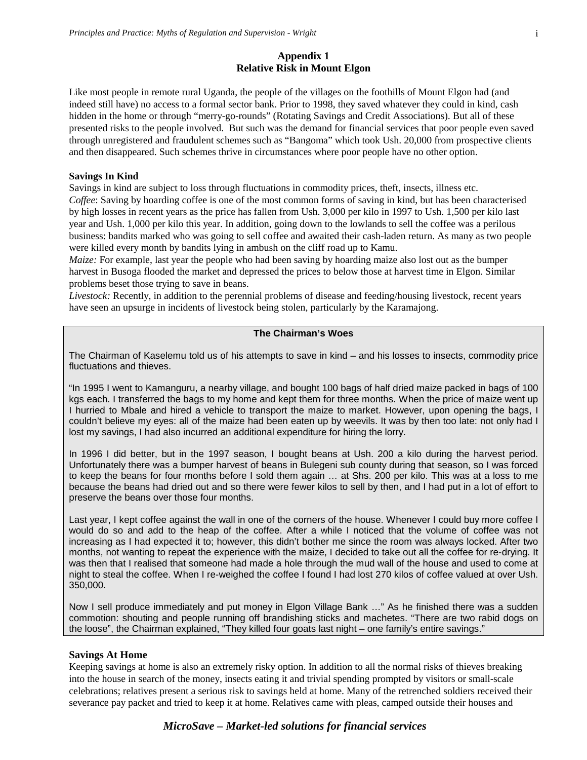## Appendix 1
## Relative Risk in Mount Elgon

Like most people in remote rural Uganda, the people of the villages on the foothills of Mount Elgon had (and indeed still have) no access to a formal sector bank. Prior to 1998, they saved whatever they could in kind, cash hidden in the home or through "merry-go-rounds" (Rotating Savings and Credit Associations). But all of these presented risks to the people involved. But such was the demand for financial services that poor people even saved through unregistered and fraudulent schemes such as "Bangoma" which took Ush. 20,000 from prospective clients and then disappeared. Such schemes thrive in circumstances where poor people have no other option.

**Savings In Kind**

Savings in kind are subject to loss through fluctuations in commodity prices, theft, insects, illness etc.

*Coffee*: Saving by hoarding coffee is one of the most common forms of saving in kind, but has been characterised by high losses in recent years as the price has fallen from Ush. 3,000 per kilo in 1997 to Ush. 1,500 per kilo last year and Ush. 1,000 per kilo this year. In addition, going down to the lowlands to sell the coffee was a perilous business: bandits marked who was going to sell coffee and awaited their cash-laden return. As many as two people were killed every month by bandits lying in ambush on the cliff road up to Kamu.

*Maize:* For example, last year the people who had been saving by hoarding maize also lost out as the bumper harvest in Busoga flooded the market and depressed the prices to below those at harvest time in Elgon. Similar problems beset those trying to save in beans.

*Livestock:* Recently, in addition to the perennial problems of disease and feeding/housing livestock, recent years have seen an upsurge in incidents of livestock being stolen, particularly by the Karamajong.

> **The Chairman's Woes**
>
> The Chairman of Kaselemu told us of his attempts to save in kind – and his losses to insects, commodity price fluctuations and thieves.
>
> "In 1995 I went to Kamanguru, a nearby village, and bought 100 bags of half dried maize packed in bags of 100 kgs each. I transferred the bags to my home and kept them for three months. When the price of maize went up I hurried to Mbale and hired a vehicle to transport the maize to market. However, upon opening the bags, I couldn't believe my eyes: all of the maize had been eaten up by weevils. It was by then too late: not only had I lost my savings, I had also incurred an additional expenditure for hiring the lorry.
>
> In 1996 I did better, but in the 1997 season, I bought beans at Ush. 200 a kilo during the harvest period. Unfortunately there was a bumper harvest of beans in Bulegeni sub county during that season, so I was forced to keep the beans for four months before I sold them again … at Shs. 200 per kilo. This was at a loss to me because the beans had dried out and so there were fewer kilos to sell by then, and I had put in a lot of effort to preserve the beans over those four months.
>
> Last year, I kept coffee against the wall in one of the corners of the house. Whenever I could buy more coffee I would do so and add to the heap of the coffee. After a while I noticed that the volume of coffee was not increasing as I had expected it to; however, this didn't bother me since the room was always locked. After two months, not wanting to repeat the experience with the maize, I decided to take out all the coffee for re-drying. It was then that I realised that someone had made a hole through the mud wall of the house and used to come at night to steal the coffee. When I re-weighed the coffee I found I had lost 270 kilos of coffee valued at over Ush. 350,000.
>
> Now I sell produce immediately and put money in Elgon Village Bank …" As he finished there was a sudden commotion: shouting and people running off brandishing sticks and machetes. "There are two rabid dogs on the loose", the Chairman explained, "They killed four goats last night – one family's entire savings."

**Savings At Home**

Keeping savings at home is also an extremely risky option. In addition to all the normal risks of thieves breaking into the house in search of the money, insects eating it and trivial spending prompted by visitors or small-scale celebrations; relatives present a serious risk to savings held at home. Many of the retrenched soldiers received their severance pay packet and tried to keep it at home. Relatives came with pleas, camped outside their houses and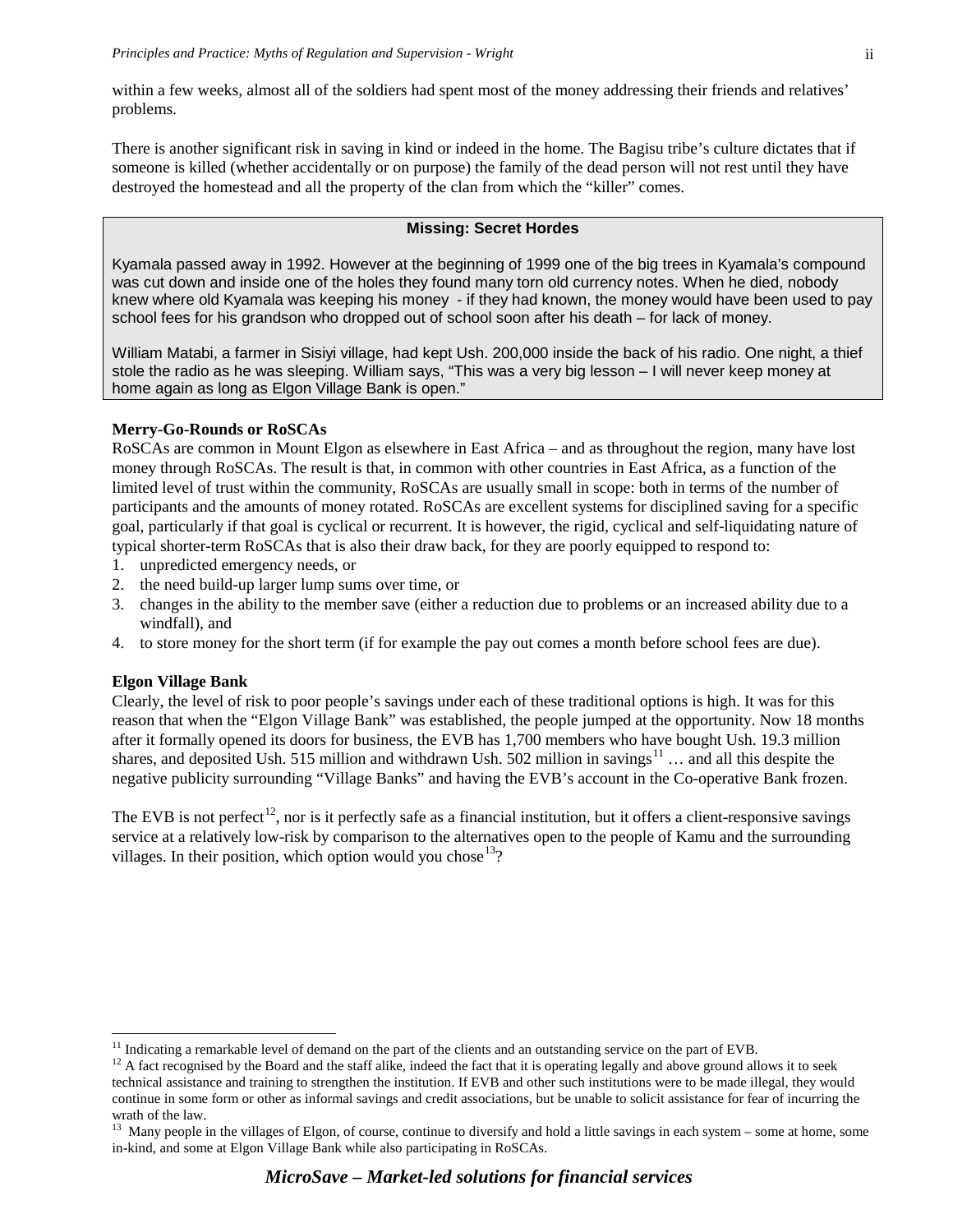within a few weeks, almost all of the soldiers had spent most of the money addressing their friends and relatives' problems.

There is another significant risk in saving in kind or indeed in the home. The Bagisu tribe's culture dictates that if someone is killed (whether accidentally or on purpose) the family of the dead person will not rest until they have destroyed the homestead and all the property of the clan from which the "killer" comes.

**Missing: Secret Hordes**

Kyamala passed away in 1992. However at the beginning of 1999 one of the big trees in Kyamala's compound was cut down and inside one of the holes they found many torn old currency notes. When he died, nobody knew where old Kyamala was keeping his money - if they had known, the money would have been used to pay school fees for his grandson who dropped out of school soon after his death – for lack of money.

William Matabi, a farmer in Sisiyi village, had kept Ush. 200,000 inside the back of his radio. One night, a thief stole the radio as he was sleeping. William says, "This was a very big lesson – I will never keep money at home again as long as Elgon Village Bank is open."

**Merry-Go-Rounds or RoSCAs**

RoSCAs are common in Mount Elgon as elsewhere in East Africa – and as throughout the region, many have lost money through RoSCAs. The result is that, in common with other countries in East Africa, as a function of the limited level of trust within the community, RoSCAs are usually small in scope: both in terms of the number of participants and the amounts of money rotated. RoSCAs are excellent systems for disciplined saving for a specific goal, particularly if that goal is cyclical or recurrent. It is however, the rigid, cyclical and self-liquidating nature of typical shorter-term RoSCAs that is also their draw back, for they are poorly equipped to respond to:

1. unpredicted emergency needs, or
2. the need build-up larger lump sums over time, or
3. changes in the ability to the member save (either a reduction due to problems or an increased ability due to a windfall), and
4. to store money for the short term (if for example the pay out comes a month before school fees are due).

**Elgon Village Bank**

Clearly, the level of risk to poor people's savings under each of these traditional options is high. It was for this reason that when the "Elgon Village Bank" was established, the people jumped at the opportunity. Now 18 months after it formally opened its doors for business, the EVB has 1,700 members who have bought Ush. 19.3 million shares, and deposited Ush. 515 million and withdrawn Ush. 502 million in savings[11] … and all this despite the negative publicity surrounding "Village Banks" and having the EVB's account in the Co-operative Bank frozen.

The EVB is not perfect[12], nor is it perfectly safe as a financial institution, but it offers a client-responsive savings service at a relatively low-risk by comparison to the alternatives open to the people of Kamu and the surrounding villages. In their position, which option would you chose[13]?

---

[11] Indicating a remarkable level of demand on the part of the clients and an outstanding service on the part of EVB.

[12] A fact recognised by the Board and the staff alike, indeed the fact that it is operating legally and above ground allows it to seek technical assistance and training to strengthen the institution. If EVB and other such institutions were to be made illegal, they would continue in some form or other as informal savings and credit associations, but be unable to solicit assistance for fear of incurring the wrath of the law.

[13] Many people in the villages of Elgon, of course, continue to diversify and hold a little savings in each system – some at home, some in-kind, and some at Elgon Village Bank while also participating in RoSCAs.